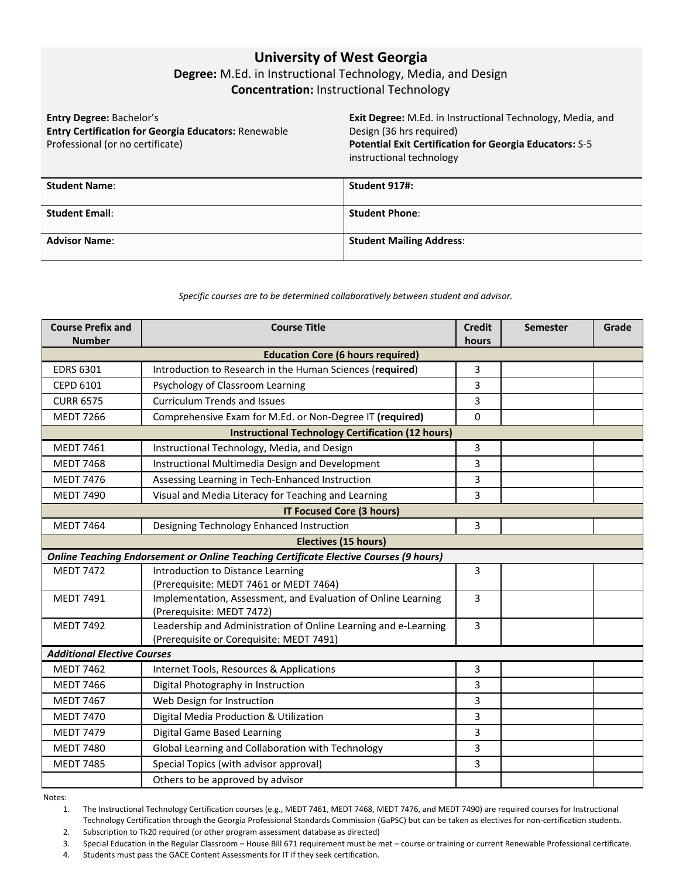# University of West Georgia

**Degree:** M.Ed. in Instructional Technology, Media, and Design

**Concentration:** Instructional Technology

**Entry Degree:** Bachelor's
**Entry Certification for Georgia Educators:** Renewable Professional (or no certificate)

**Exit Degree:** M.Ed. in Instructional Technology, Media, and Design (36 hrs required)
**Potential Exit Certification for Georgia Educators:** S-5 instructional technology

| | |
|---|---|
| **Student Name**: | **Student 917#:** |
| **Student Email**: | **Student Phone**: |
| **Advisor Name**: | **Student Mailing Address**: |

*Specific courses are to be determined collaboratively between student and advisor.*

| Course Prefix and Number | Course Title | Credit hours | Semester | Grade |
|---|---|---|---|---|
| **Education Core (6 hours required)** | | | | |
| EDRS 6301 | Introduction to Research in the Human Sciences (**required**) | 3 | | |
| CEPD 6101 | Psychology of Classroom Learning | 3 | | |
| CURR 6575 | Curriculum Trends and Issues | 3 | | |
| MEDT 7266 | Comprehensive Exam for M.Ed. or Non-Degree IT **(required)** | 0 | | |
| **Instructional Technology Certification (12 hours)** | | | | |
| MEDT 7461 | Instructional Technology, Media, and Design | 3 | | |
| MEDT 7468 | Instructional Multimedia Design and Development | 3 | | |
| MEDT 7476 | Assessing Learning in Tech-Enhanced Instruction | 3 | | |
| MEDT 7490 | Visual and Media Literacy for Teaching and Learning | 3 | | |
| **IT Focused Core (3 hours)** | | | | |
| MEDT 7464 | Designing Technology Enhanced Instruction | 3 | | |
| **Electives (15 hours)** | | | | |
| ***Online Teaching Endorsement or Online Teaching Certificate Elective Courses (9 hours)*** | | | | |
| MEDT 7472 | Introduction to Distance Learning (Prerequisite: MEDT 7461 or MEDT 7464) | 3 | | |
| MEDT 7491 | Implementation, Assessment, and Evaluation of Online Learning (Prerequisite: MEDT 7472) | 3 | | |
| MEDT 7492 | Leadership and Administration of Online Learning and e-Learning (Prerequisite or Corequisite: MEDT 7491) | 3 | | |
| ***Additional Elective Courses*** | | | | |
| MEDT 7462 | Internet Tools, Resources & Applications | 3 | | |
| MEDT 7466 | Digital Photography in Instruction | 3 | | |
| MEDT 7467 | Web Design for Instruction | 3 | | |
| MEDT 7470 | Digital Media Production & Utilization | 3 | | |
| MEDT 7479 | Digital Game Based Learning | 3 | | |
| MEDT 7480 | Global Learning and Collaboration with Technology | 3 | | |
| MEDT 7485 | Special Topics (with advisor approval) | 3 | | |
| | Others to be approved by advisor | | | |

Notes:

1. The Instructional Technology Certification courses (e.g., MEDT 7461, MEDT 7468, MEDT 7476, and MEDT 7490) are required courses for Instructional Technology Certification through the Georgia Professional Standards Commission (GaPSC) but can be taken as electives for non-certification students.
2. Subscription to Tk20 required (or other program assessment database as directed)
3. Special Education in the Regular Classroom – House Bill 671 requirement must be met – course or training or current Renewable Professional certificate.
4. Students must pass the GACE Content Assessments for IT if they seek certification.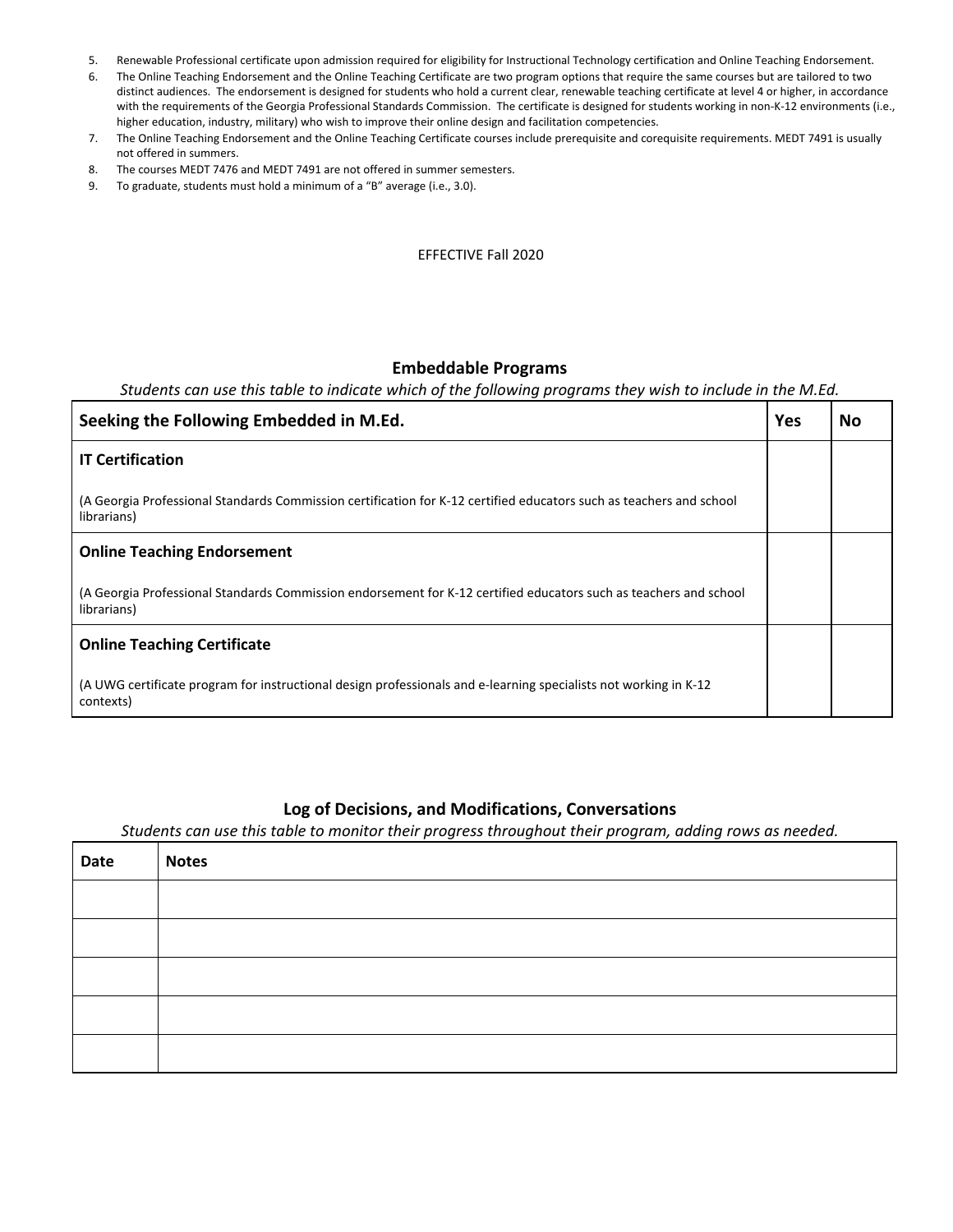5. Renewable Professional certificate upon admission required for eligibility for Instructional Technology certification and Online Teaching Endorsement.
6. The Online Teaching Endorsement and the Online Teaching Certificate are two program options that require the same courses but are tailored to two distinct audiences. The endorsement is designed for students who hold a current clear, renewable teaching certificate at level 4 or higher, in accordance with the requirements of the Georgia Professional Standards Commission. The certificate is designed for students working in non-K-12 environments (i.e., higher education, industry, military) who wish to improve their online design and facilitation competencies.
7. The Online Teaching Endorsement and the Online Teaching Certificate courses include prerequisite and corequisite requirements. MEDT 7491 is usually not offered in summers.
8. The courses MEDT 7476 and MEDT 7491 are not offered in summer semesters.
9. To graduate, students must hold a minimum of a "B" average (i.e., 3.0).

EFFECTIVE Fall 2020

## Embeddable Programs

*Students can use this table to indicate which of the following programs they wish to include in the M.Ed.*

| Seeking the Following Embedded in M.Ed. | Yes | No |
|---|---|---|
| **IT Certification**<br><br>(A Georgia Professional Standards Commission certification for K-12 certified educators such as teachers and school librarians) | | |
| **Online Teaching Endorsement**<br><br>(A Georgia Professional Standards Commission endorsement for K-12 certified educators such as teachers and school librarians) | | |
| **Online Teaching Certificate**<br><br>(A UWG certificate program for instructional design professionals and e-learning specialists not working in K-12 contexts) | | |

## Log of Decisions, and Modifications, Conversations

*Students can use this table to monitor their progress throughout their program, adding rows as needed.*

| Date | Notes |
|---|---|
| | |
| | |
| | |
| | |
| | |